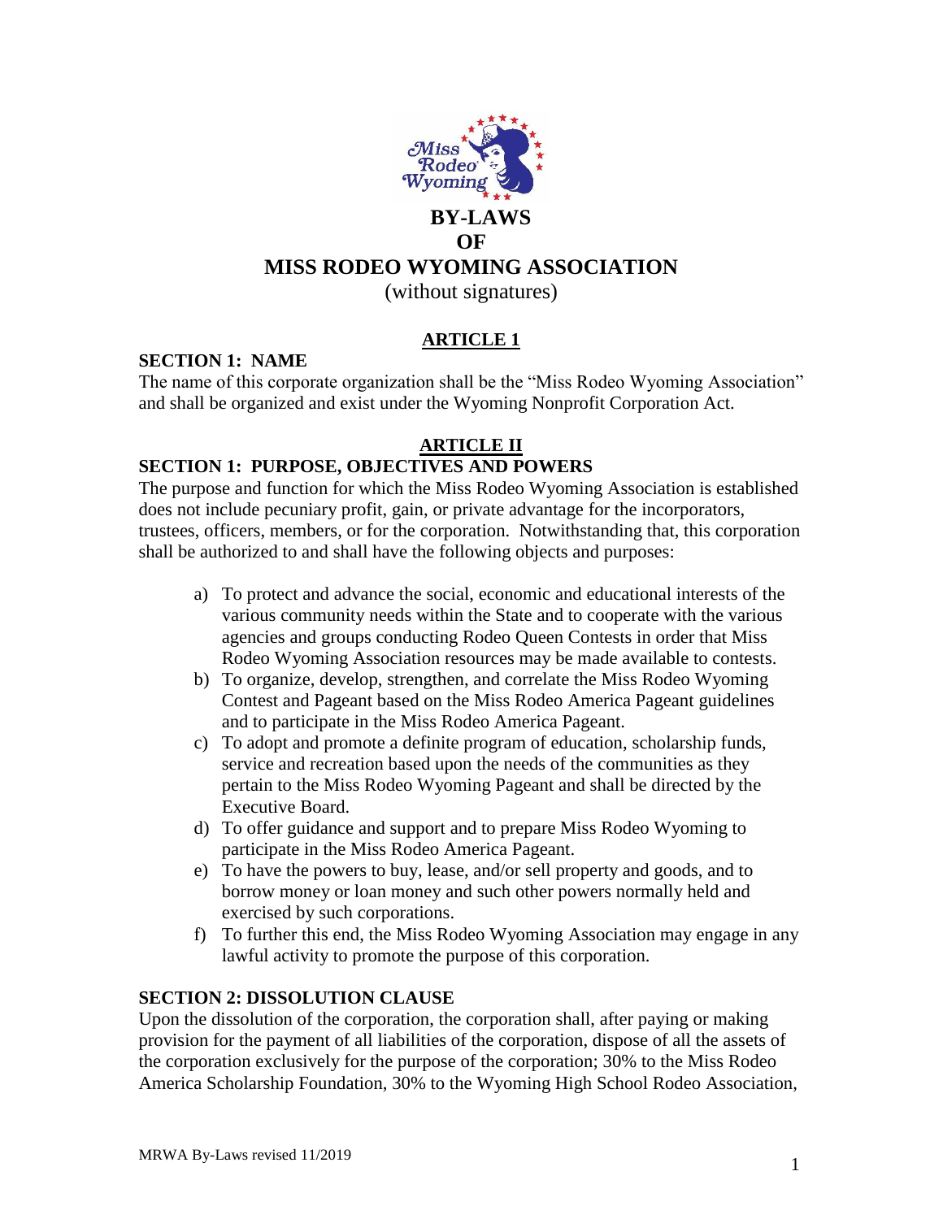# BY-LAWS
# OF
# MISS RODEO WYOMING ASSOCIATION

(without signatures)

## ARTICLE 1

### SECTION 1: NAME

The name of this corporate organization shall be the "Miss Rodeo Wyoming Association" and shall be organized and exist under the Wyoming Nonprofit Corporation Act.

## ARTICLE II

### SECTION 1: PURPOSE, OBJECTIVES AND POWERS

The purpose and function for which the Miss Rodeo Wyoming Association is established does not include pecuniary profit, gain, or private advantage for the incorporators, trustees, officers, members, or for the corporation. Notwithstanding that, this corporation shall be authorized to and shall have the following objects and purposes:

a) To protect and advance the social, economic and educational interests of the various community needs within the State and to cooperate with the various agencies and groups conducting Rodeo Queen Contests in order that Miss Rodeo Wyoming Association resources may be made available to contests.
b) To organize, develop, strengthen, and correlate the Miss Rodeo Wyoming Contest and Pageant based on the Miss Rodeo America Pageant guidelines and to participate in the Miss Rodeo America Pageant.
c) To adopt and promote a definite program of education, scholarship funds, service and recreation based upon the needs of the communities as they pertain to the Miss Rodeo Wyoming Pageant and shall be directed by the Executive Board.
d) To offer guidance and support and to prepare Miss Rodeo Wyoming to participate in the Miss Rodeo America Pageant.
e) To have the powers to buy, lease, and/or sell property and goods, and to borrow money or loan money and such other powers normally held and exercised by such corporations.
f) To further this end, the Miss Rodeo Wyoming Association may engage in any lawful activity to promote the purpose of this corporation.

### SECTION 2: DISSOLUTION CLAUSE

Upon the dissolution of the corporation, the corporation shall, after paying or making provision for the payment of all liabilities of the corporation, dispose of all the assets of the corporation exclusively for the purpose of the corporation; 30% to the Miss Rodeo America Scholarship Foundation, 30% to the Wyoming High School Rodeo Association,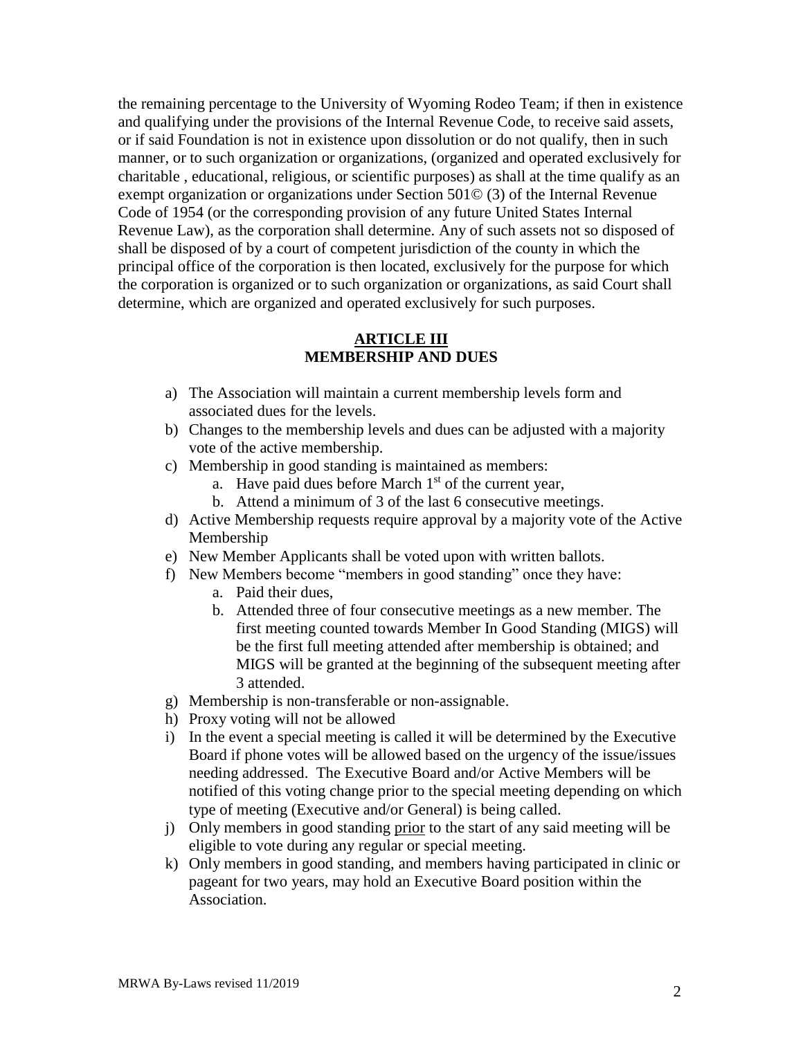the remaining percentage to the University of Wyoming Rodeo Team; if then in existence and qualifying under the provisions of the Internal Revenue Code, to receive said assets, or if said Foundation is not in existence upon dissolution or do not qualify, then in such manner, or to such organization or organizations, (organized and operated exclusively for charitable , educational, religious, or scientific purposes) as shall at the time qualify as an exempt organization or organizations under Section 501© (3) of the Internal Revenue Code of 1954 (or the corresponding provision of any future United States Internal Revenue Law), as the corporation shall determine. Any of such assets not so disposed of shall be disposed of by a court of competent jurisdiction of the county in which the principal office of the corporation is then located, exclusively for the purpose for which the corporation is organized or to such organization or organizations, as said Court shall determine, which are organized and operated exclusively for such purposes.

## ARTICLE III
## MEMBERSHIP AND DUES

a) The Association will maintain a current membership levels form and associated dues for the levels.
b) Changes to the membership levels and dues can be adjusted with a majority vote of the active membership.
c) Membership in good standing is maintained as members:
    a. Have paid dues before March 1st of the current year,
    b. Attend a minimum of 3 of the last 6 consecutive meetings.
d) Active Membership requests require approval by a majority vote of the Active Membership
e) New Member Applicants shall be voted upon with written ballots.
f) New Members become "members in good standing" once they have:
    a. Paid their dues,
    b. Attended three of four consecutive meetings as a new member. The first meeting counted towards Member In Good Standing (MIGS) will be the first full meeting attended after membership is obtained; and MIGS will be granted at the beginning of the subsequent meeting after 3 attended.
g) Membership is non-transferable or non-assignable.
h) Proxy voting will not be allowed
i) In the event a special meeting is called it will be determined by the Executive Board if phone votes will be allowed based on the urgency of the issue/issues needing addressed. The Executive Board and/or Active Members will be notified of this voting change prior to the special meeting depending on which type of meeting (Executive and/or General) is being called.
j) Only members in good standing prior to the start of any said meeting will be eligible to vote during any regular or special meeting.
k) Only members in good standing, and members having participated in clinic or pageant for two years, may hold an Executive Board position within the Association.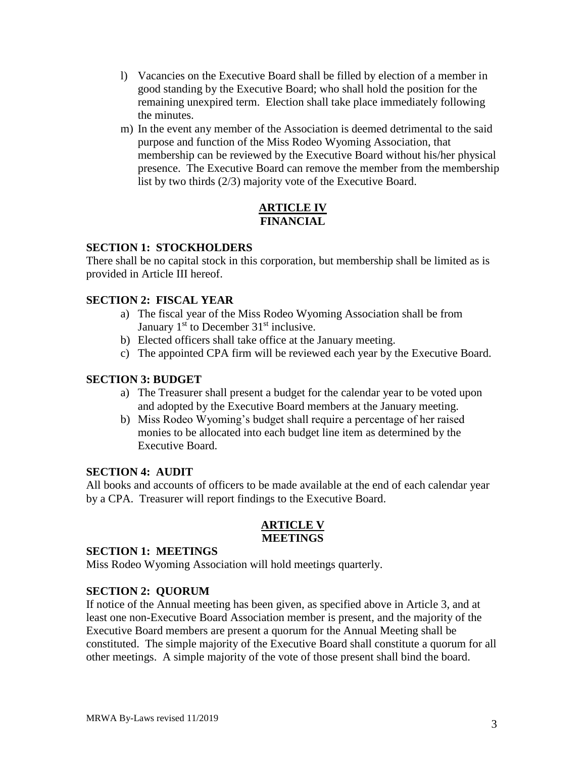l) Vacancies on the Executive Board shall be filled by election of a member in good standing by the Executive Board; who shall hold the position for the remaining unexpired term. Election shall take place immediately following the minutes.

m) In the event any member of the Association is deemed detrimental to the said purpose and function of the Miss Rodeo Wyoming Association, that membership can be reviewed by the Executive Board without his/her physical presence. The Executive Board can remove the member from the membership list by two thirds (2/3) majority vote of the Executive Board.

## ARTICLE IV
## FINANCIAL

**SECTION 1: STOCKHOLDERS**

There shall be no capital stock in this corporation, but membership shall be limited as is provided in Article III hereof.

**SECTION 2: FISCAL YEAR**

a) The fiscal year of the Miss Rodeo Wyoming Association shall be from January 1st to December 31st inclusive.

b) Elected officers shall take office at the January meeting.

c) The appointed CPA firm will be reviewed each year by the Executive Board.

**SECTION 3: BUDGET**

a) The Treasurer shall present a budget for the calendar year to be voted upon and adopted by the Executive Board members at the January meeting.

b) Miss Rodeo Wyoming's budget shall require a percentage of her raised monies to be allocated into each budget line item as determined by the Executive Board.

**SECTION 4: AUDIT**

All books and accounts of officers to be made available at the end of each calendar year by a CPA. Treasurer will report findings to the Executive Board.

## ARTICLE V
## MEETINGS

**SECTION 1: MEETINGS**

Miss Rodeo Wyoming Association will hold meetings quarterly.

**SECTION 2: QUORUM**

If notice of the Annual meeting has been given, as specified above in Article 3, and at least one non-Executive Board Association member is present, and the majority of the Executive Board members are present a quorum for the Annual Meeting shall be constituted. The simple majority of the Executive Board shall constitute a quorum for all other meetings. A simple majority of the vote of those present shall bind the board.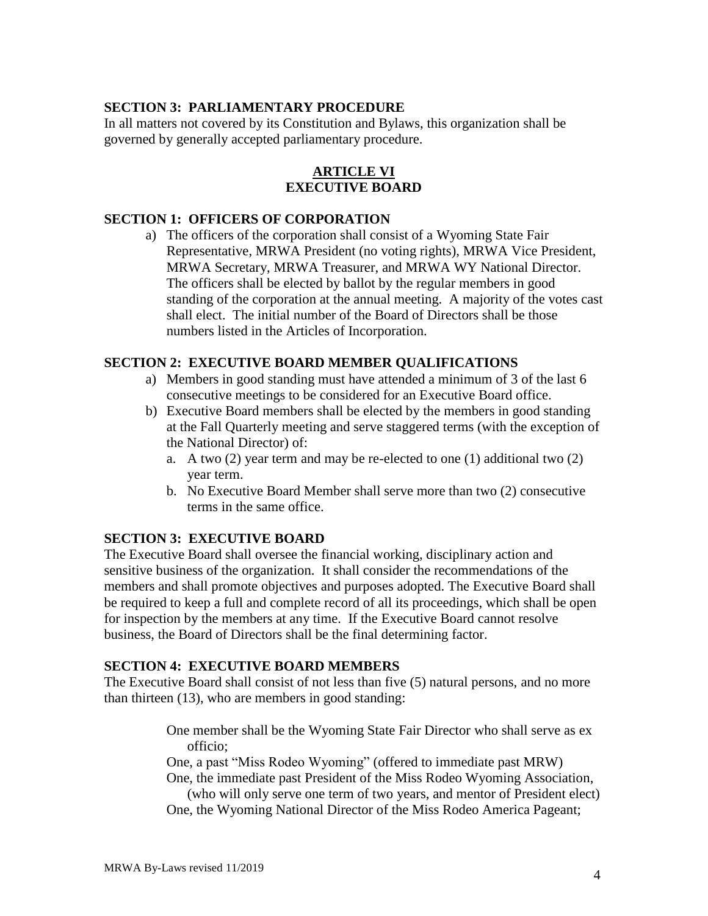**SECTION 3: PARLIAMENTARY PROCEDURE**

In all matters not covered by its Constitution and Bylaws, this organization shall be governed by generally accepted parliamentary procedure.

## ARTICLE VI
## EXECUTIVE BOARD

**SECTION 1: OFFICERS OF CORPORATION**

a) The officers of the corporation shall consist of a Wyoming State Fair Representative, MRWA President (no voting rights), MRWA Vice President, MRWA Secretary, MRWA Treasurer, and MRWA WY National Director. The officers shall be elected by ballot by the regular members in good standing of the corporation at the annual meeting. A majority of the votes cast shall elect. The initial number of the Board of Directors shall be those numbers listed in the Articles of Incorporation.

**SECTION 2: EXECUTIVE BOARD MEMBER QUALIFICATIONS**

a) Members in good standing must have attended a minimum of 3 of the last 6 consecutive meetings to be considered for an Executive Board office.
b) Executive Board members shall be elected by the members in good standing at the Fall Quarterly meeting and serve staggered terms (with the exception of the National Director) of:
   a. A two (2) year term and may be re-elected to one (1) additional two (2) year term.
   b. No Executive Board Member shall serve more than two (2) consecutive terms in the same office.

**SECTION 3: EXECUTIVE BOARD**

The Executive Board shall oversee the financial working, disciplinary action and sensitive business of the organization. It shall consider the recommendations of the members and shall promote objectives and purposes adopted. The Executive Board shall be required to keep a full and complete record of all its proceedings, which shall be open for inspection by the members at any time. If the Executive Board cannot resolve business, the Board of Directors shall be the final determining factor.

**SECTION 4: EXECUTIVE BOARD MEMBERS**

The Executive Board shall consist of not less than five (5) natural persons, and no more than thirteen (13), who are members in good standing:

One member shall be the Wyoming State Fair Director who shall serve as ex officio;

One, a past "Miss Rodeo Wyoming" (offered to immediate past MRW)

One, the immediate past President of the Miss Rodeo Wyoming Association, (who will only serve one term of two years, and mentor of President elect)

One, the Wyoming National Director of the Miss Rodeo America Pageant;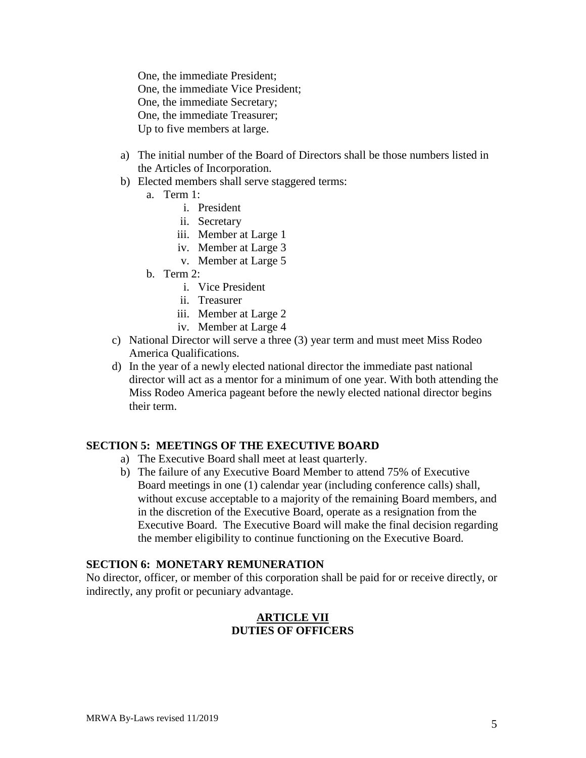One, the immediate President;
One, the immediate Vice President;
One, the immediate Secretary;
One, the immediate Treasurer;
Up to five members at large.

a) The initial number of the Board of Directors shall be those numbers listed in the Articles of Incorporation.
b) Elected members shall serve staggered terms:
    a. Term 1:
        i. President
        ii. Secretary
        iii. Member at Large 1
        iv. Member at Large 3
        v. Member at Large 5
    b. Term 2:
        i. Vice President
        ii. Treasurer
        iii. Member at Large 2
        iv. Member at Large 4
c) National Director will serve a three (3) year term and must meet Miss Rodeo America Qualifications.
d) In the year of a newly elected national director the immediate past national director will act as a mentor for a minimum of one year. With both attending the Miss Rodeo America pageant before the newly elected national director begins their term.

**SECTION 5: MEETINGS OF THE EXECUTIVE BOARD**

a) The Executive Board shall meet at least quarterly.
b) The failure of any Executive Board Member to attend 75% of Executive Board meetings in one (1) calendar year (including conference calls) shall, without excuse acceptable to a majority of the remaining Board members, and in the discretion of the Executive Board, operate as a resignation from the Executive Board. The Executive Board will make the final decision regarding the member eligibility to continue functioning on the Executive Board.

**SECTION 6: MONETARY REMUNERATION**

No director, officer, or member of this corporation shall be paid for or receive directly, or indirectly, any profit or pecuniary advantage.

## ARTICLE VII
## DUTIES OF OFFICERS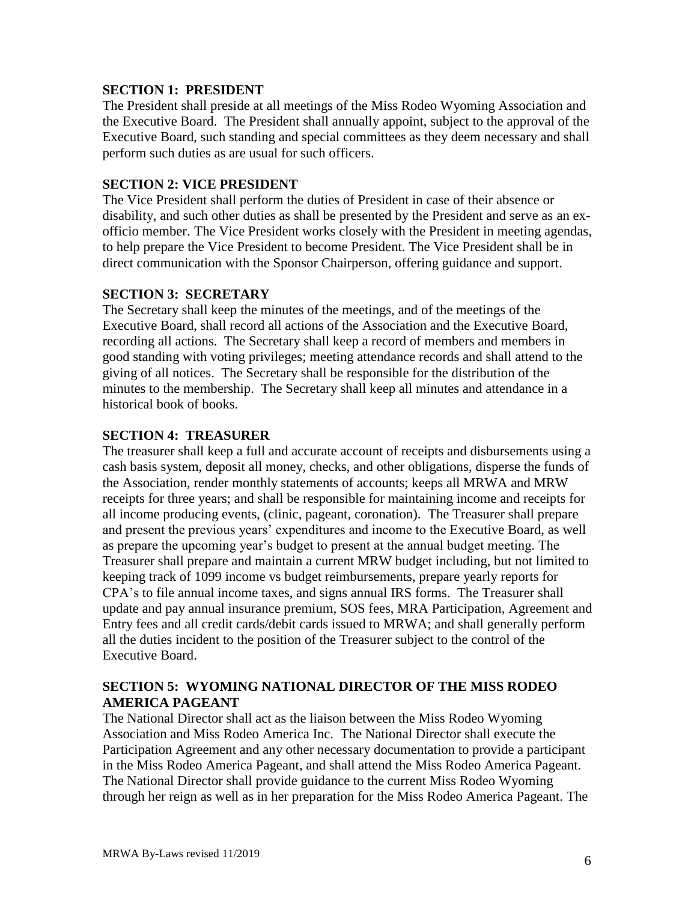**SECTION 1: PRESIDENT**

The President shall preside at all meetings of the Miss Rodeo Wyoming Association and the Executive Board. The President shall annually appoint, subject to the approval of the Executive Board, such standing and special committees as they deem necessary and shall perform such duties as are usual for such officers.

**SECTION 2: VICE PRESIDENT**

The Vice President shall perform the duties of President in case of their absence or disability, and such other duties as shall be presented by the President and serve as an ex-officio member. The Vice President works closely with the President in meeting agendas, to help prepare the Vice President to become President. The Vice President shall be in direct communication with the Sponsor Chairperson, offering guidance and support.

**SECTION 3: SECRETARY**

The Secretary shall keep the minutes of the meetings, and of the meetings of the Executive Board, shall record all actions of the Association and the Executive Board, recording all actions. The Secretary shall keep a record of members and members in good standing with voting privileges; meeting attendance records and shall attend to the giving of all notices. The Secretary shall be responsible for the distribution of the minutes to the membership. The Secretary shall keep all minutes and attendance in a historical book of books.

**SECTION 4: TREASURER**

The treasurer shall keep a full and accurate account of receipts and disbursements using a cash basis system, deposit all money, checks, and other obligations, disperse the funds of the Association, render monthly statements of accounts; keeps all MRWA and MRW receipts for three years; and shall be responsible for maintaining income and receipts for all income producing events, (clinic, pageant, coronation). The Treasurer shall prepare and present the previous years' expenditures and income to the Executive Board, as well as prepare the upcoming year's budget to present at the annual budget meeting. The Treasurer shall prepare and maintain a current MRW budget including, but not limited to keeping track of 1099 income vs budget reimbursements, prepare yearly reports for CPA's to file annual income taxes, and signs annual IRS forms. The Treasurer shall update and pay annual insurance premium, SOS fees, MRA Participation, Agreement and Entry fees and all credit cards/debit cards issued to MRWA; and shall generally perform all the duties incident to the position of the Treasurer subject to the control of the Executive Board.

**SECTION 5: WYOMING NATIONAL DIRECTOR OF THE MISS RODEO AMERICA PAGEANT**

The National Director shall act as the liaison between the Miss Rodeo Wyoming Association and Miss Rodeo America Inc. The National Director shall execute the Participation Agreement and any other necessary documentation to provide a participant in the Miss Rodeo America Pageant, and shall attend the Miss Rodeo America Pageant. The National Director shall provide guidance to the current Miss Rodeo Wyoming through her reign as well as in her preparation for the Miss Rodeo America Pageant. The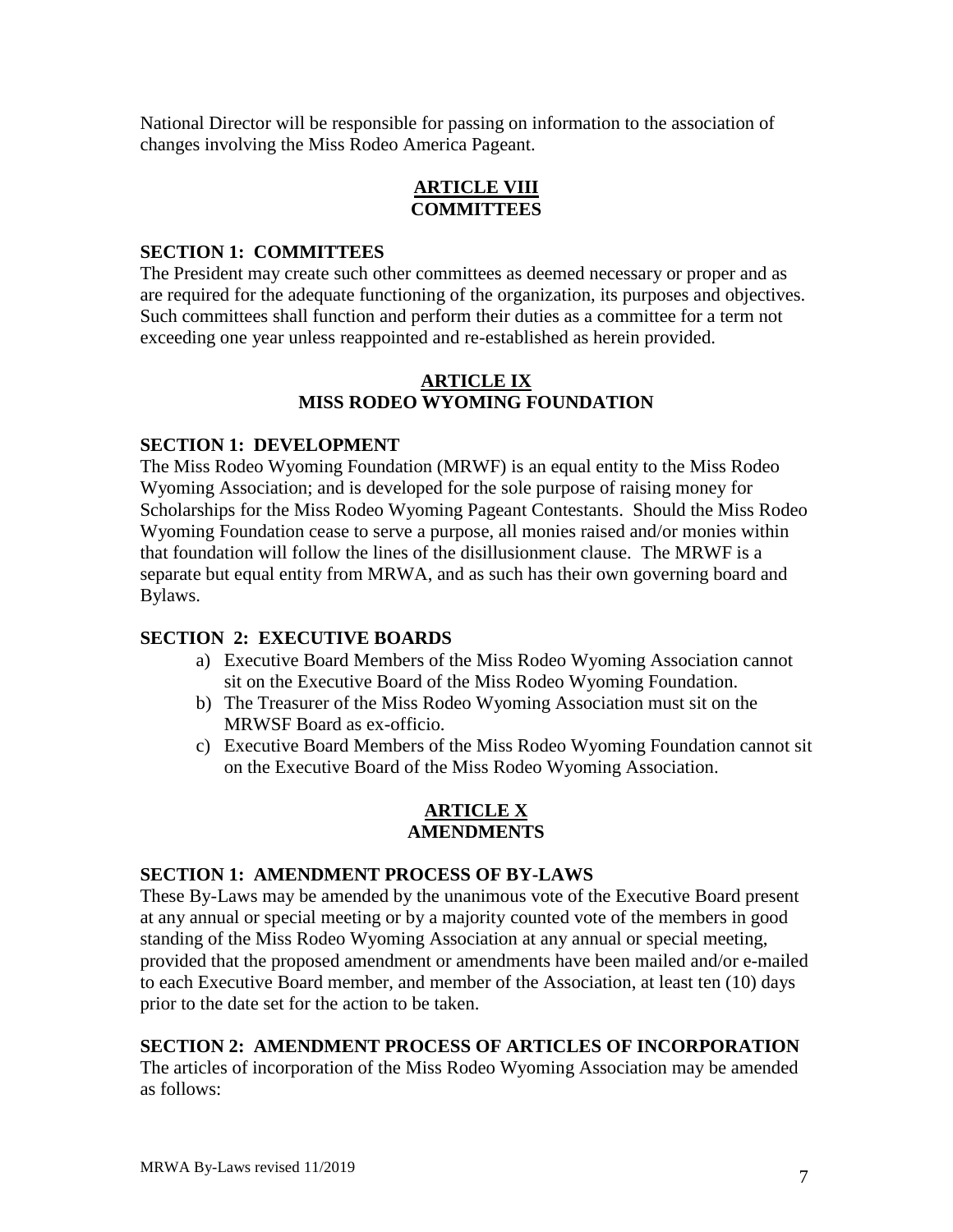National Director will be responsible for passing on information to the association of changes involving the Miss Rodeo America Pageant.

## ARTICLE VIII
## COMMITTEES

### SECTION 1: COMMITTEES

The President may create such other committees as deemed necessary or proper and as are required for the adequate functioning of the organization, its purposes and objectives. Such committees shall function and perform their duties as a committee for a term not exceeding one year unless reappointed and re-established as herein provided.

## ARTICLE IX
## MISS RODEO WYOMING FOUNDATION

### SECTION 1: DEVELOPMENT

The Miss Rodeo Wyoming Foundation (MRWF) is an equal entity to the Miss Rodeo Wyoming Association; and is developed for the sole purpose of raising money for Scholarships for the Miss Rodeo Wyoming Pageant Contestants. Should the Miss Rodeo Wyoming Foundation cease to serve a purpose, all monies raised and/or monies within that foundation will follow the lines of the disillusionment clause. The MRWF is a separate but equal entity from MRWA, and as such has their own governing board and Bylaws.

### SECTION 2: EXECUTIVE BOARDS

a) Executive Board Members of the Miss Rodeo Wyoming Association cannot sit on the Executive Board of the Miss Rodeo Wyoming Foundation.
b) The Treasurer of the Miss Rodeo Wyoming Association must sit on the MRWSF Board as ex-officio.
c) Executive Board Members of the Miss Rodeo Wyoming Foundation cannot sit on the Executive Board of the Miss Rodeo Wyoming Association.

## ARTICLE X
## AMENDMENTS

### SECTION 1: AMENDMENT PROCESS OF BY-LAWS

These By-Laws may be amended by the unanimous vote of the Executive Board present at any annual or special meeting or by a majority counted vote of the members in good standing of the Miss Rodeo Wyoming Association at any annual or special meeting, provided that the proposed amendment or amendments have been mailed and/or e-mailed to each Executive Board member, and member of the Association, at least ten (10) days prior to the date set for the action to be taken.

### SECTION 2: AMENDMENT PROCESS OF ARTICLES OF INCORPORATION

The articles of incorporation of the Miss Rodeo Wyoming Association may be amended as follows: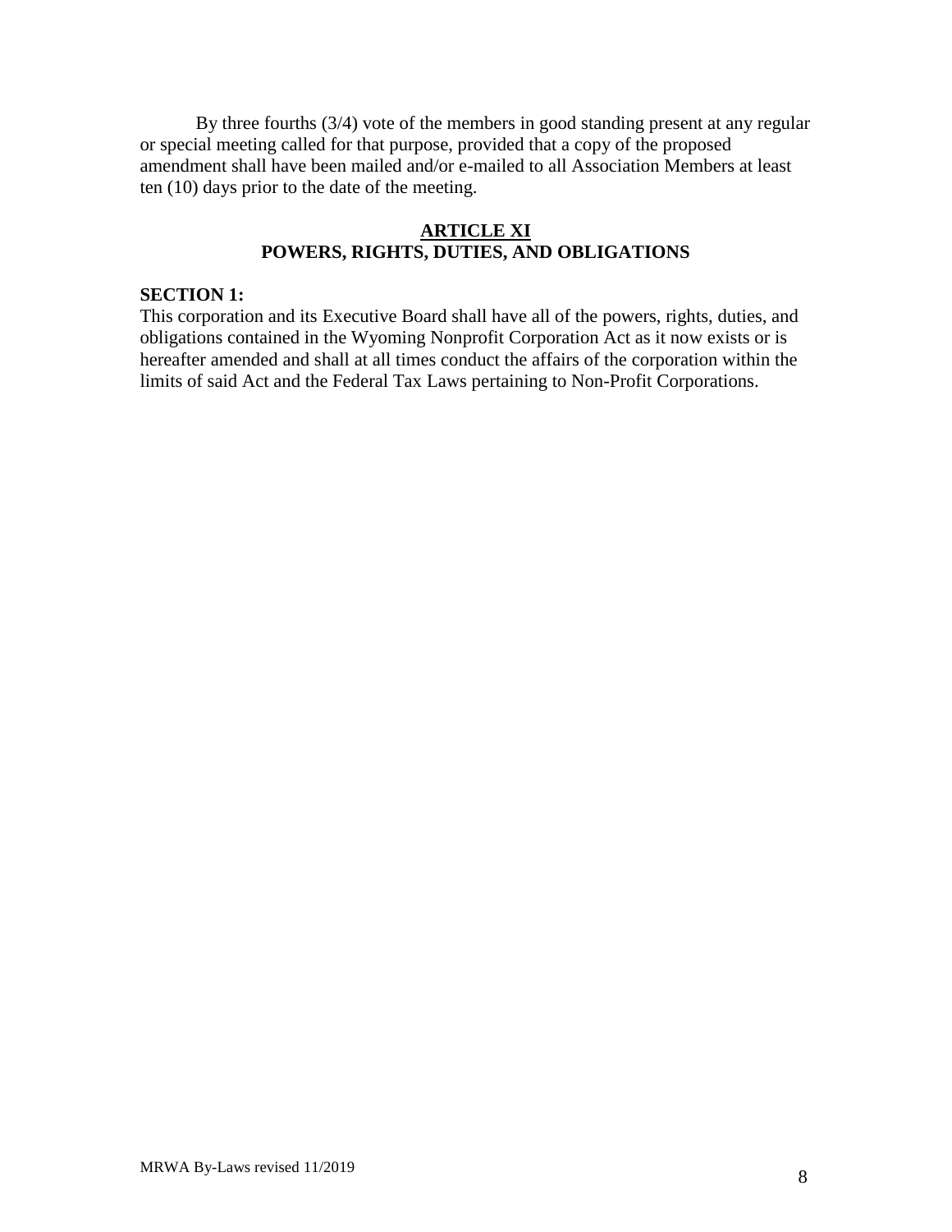By three fourths (3/4) vote of the members in good standing present at any regular or special meeting called for that purpose, provided that a copy of the proposed amendment shall have been mailed and/or e-mailed to all Association Members at least ten (10) days prior to the date of the meeting.

## ARTICLE XI
## POWERS, RIGHTS, DUTIES, AND OBLIGATIONS

**SECTION 1:**
This corporation and its Executive Board shall have all of the powers, rights, duties, and obligations contained in the Wyoming Nonprofit Corporation Act as it now exists or is hereafter amended and shall at all times conduct the affairs of the corporation within the limits of said Act and the Federal Tax Laws pertaining to Non-Profit Corporations.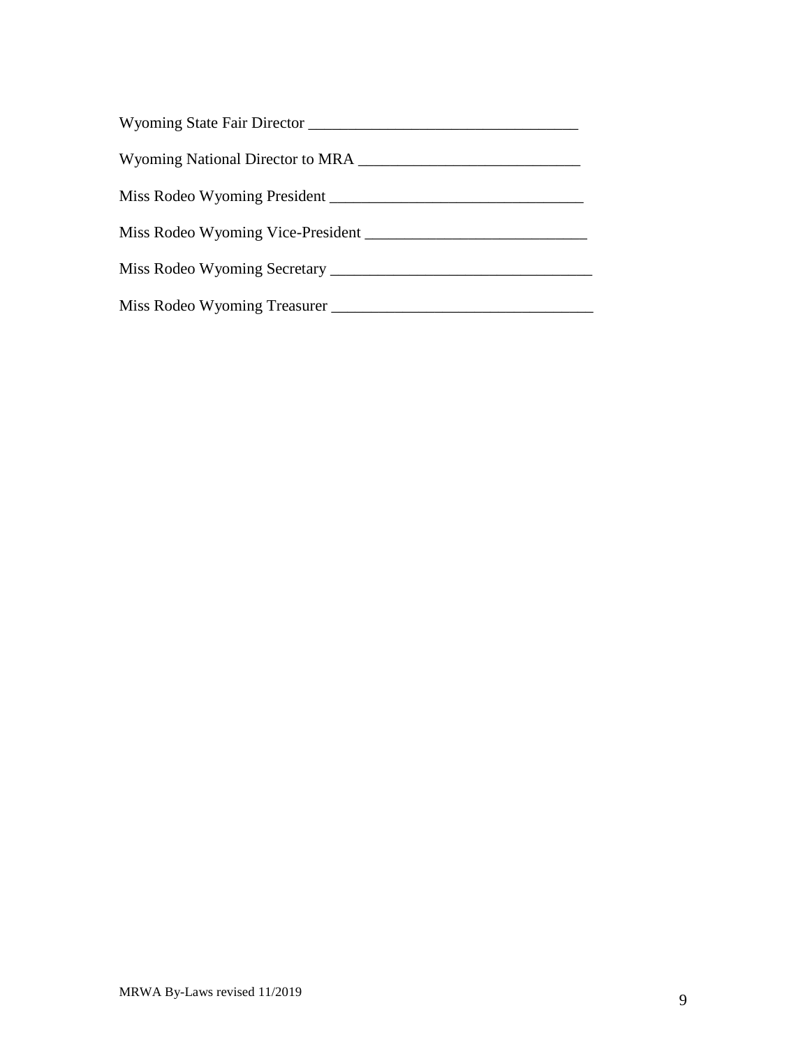Wyoming State Fair Director ___________________________________

Wyoming National Director to MRA ____________________________

Miss Rodeo Wyoming President ________________________________

Miss Rodeo Wyoming Vice-President ____________________________

Miss Rodeo Wyoming Secretary _________________________________

Miss Rodeo Wyoming Treasurer _________________________________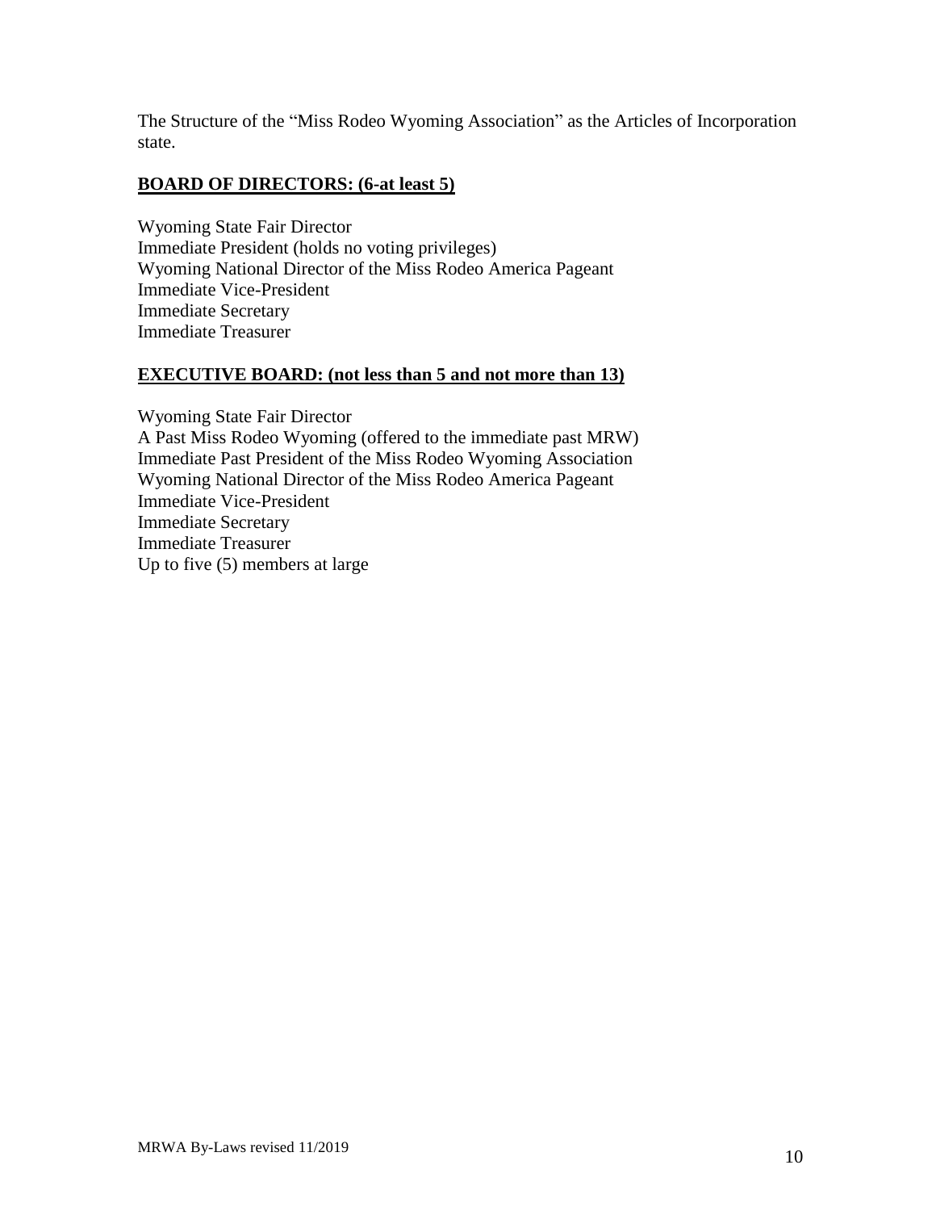The Structure of the "Miss Rodeo Wyoming Association" as the Articles of Incorporation state.

**BOARD OF DIRECTORS: (6-at least 5)**

Wyoming State Fair Director
Immediate President (holds no voting privileges)
Wyoming National Director of the Miss Rodeo America Pageant
Immediate Vice-President
Immediate Secretary
Immediate Treasurer

**EXECUTIVE BOARD: (not less than 5 and not more than 13)**

Wyoming State Fair Director
A Past Miss Rodeo Wyoming (offered to the immediate past MRW)
Immediate Past President of the Miss Rodeo Wyoming Association
Wyoming National Director of the Miss Rodeo America Pageant
Immediate Vice-President
Immediate Secretary
Immediate Treasurer
Up to five (5) members at large